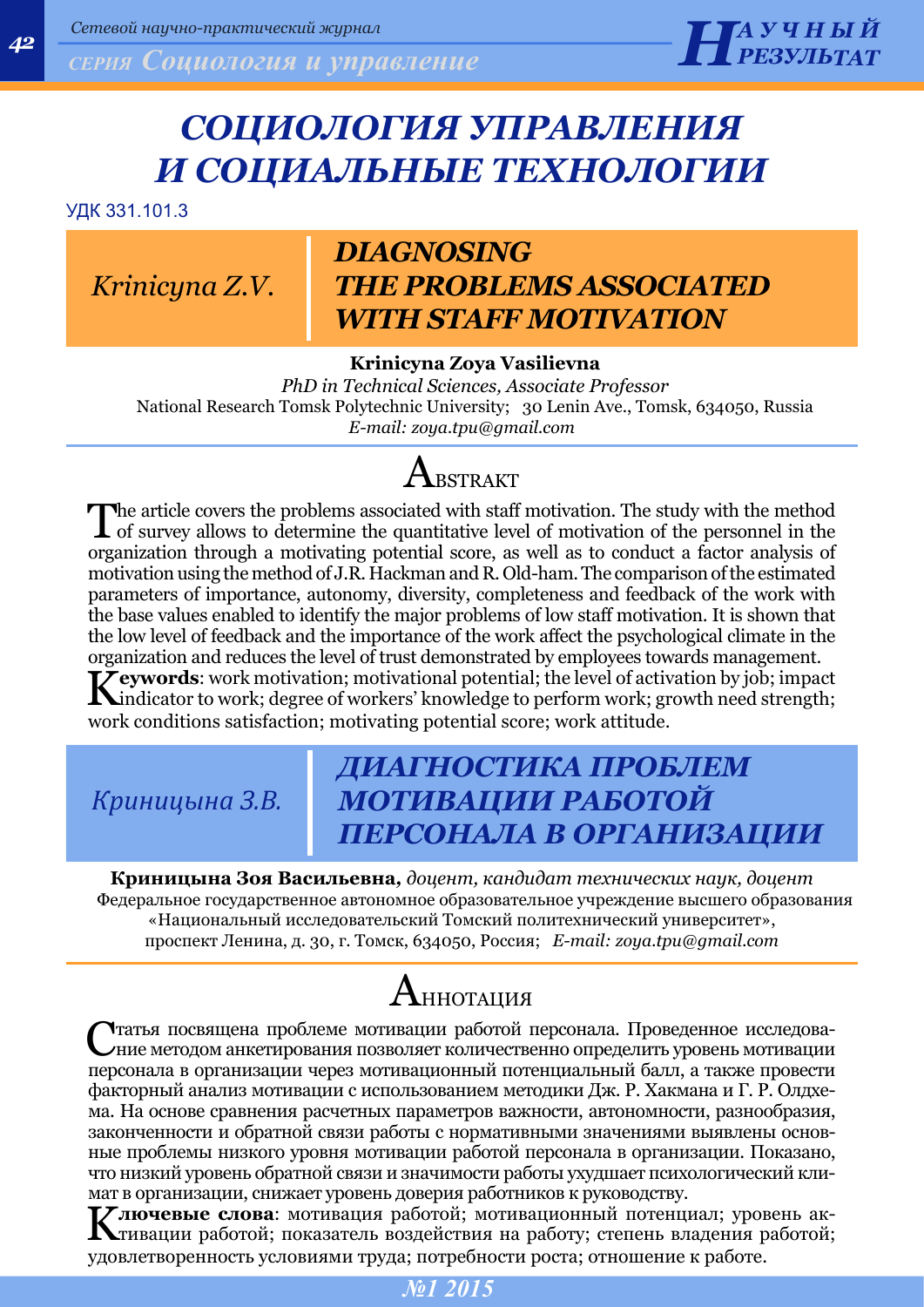# СОЦИОЛОГИЯ УПРАВЛЕНИЯ И СОЦИАЛЬНЫЕ ТЕХНОЛОГИИ

УДК 331.101.3

*Krinicyna Z.V.*

## DIAGNOSING THE PROBLEMS ASSOCIATED WITH STAFF MOTIVATION

**Krinicyna Zoya Vasilievna**
*PhD in Technical Sciences, Associate Professor*
National Research Tomsk Polytechnic University; 30 Lenin Ave., Tomsk, 634050, Russia
*E-mail: zoya.tpu@gmail.com*

### ABSTRAKT

The article covers the problems associated with staff motivation. The study with the method of survey allows to determine the quantitative level of motivation of the personnel in the organization through a motivating potential score, as well as to conduct a factor analysis of motivation using the method of J.R. Hackman and R. Old-ham. The comparison of the estimated parameters of importance, autonomy, diversity, completeness and feedback of the work with the base values enabled to identify the major problems of low staff motivation. It is shown that the low level of feedback and the importance of the work affect the psychological climate in the organization and reduces the level of trust demonstrated by employees towards management.

**Keywords**: work motivation; motivational potential; the level of activation by job; impact indicator to work; degree of workers' knowledge to perform work; growth need strength; work conditions satisfaction; motivating potential score; work attitude.

*Криницына З.В.*

## ДИАГНОСТИКА ПРОБЛЕМ МОТИВАЦИИ РАБОТОЙ ПЕРСОНАЛА В ОРГАНИЗАЦИИ

**Криницына Зоя Васильевна,** *доцент, кандидат технических наук, доцент*
Федеральное государственное автономное образовательное учреждение высшего образования «Национальный исследовательский Томский политехнический университет», проспект Ленина, д. 30, г. Томск, 634050, Россия; *E-mail: zoya.tpu@gmail.com*

### АННОТАЦИЯ

Статья посвящена проблеме мотивации работой персонала. Проведенное исследование методом анкетирования позволяет количественно определить уровень мотивации персонала в организации через мотивационный потенциальный балл, а также провести факторный анализ мотивации с использованием методики Дж. Р. Хакмана и Г. Р. Олдхема. На основе сравнения расчетных параметров важности, автономности, разнообразия, законченности и обратной связи работы с нормативными значениями выявлены основные проблемы низкого уровня мотивации работой персонала в организации. Показано, что низкий уровень обратной связи и значимости работы ухудшает психологический климат в организации, снижает уровень доверия работников к руководству.

**Ключевые слова**: мотивация работой; мотивационный потенциал; уровень активации работой; показатель воздействия на работу; степень владения работой; удовлетворенность условиями труда; потребности роста; отношение к работе.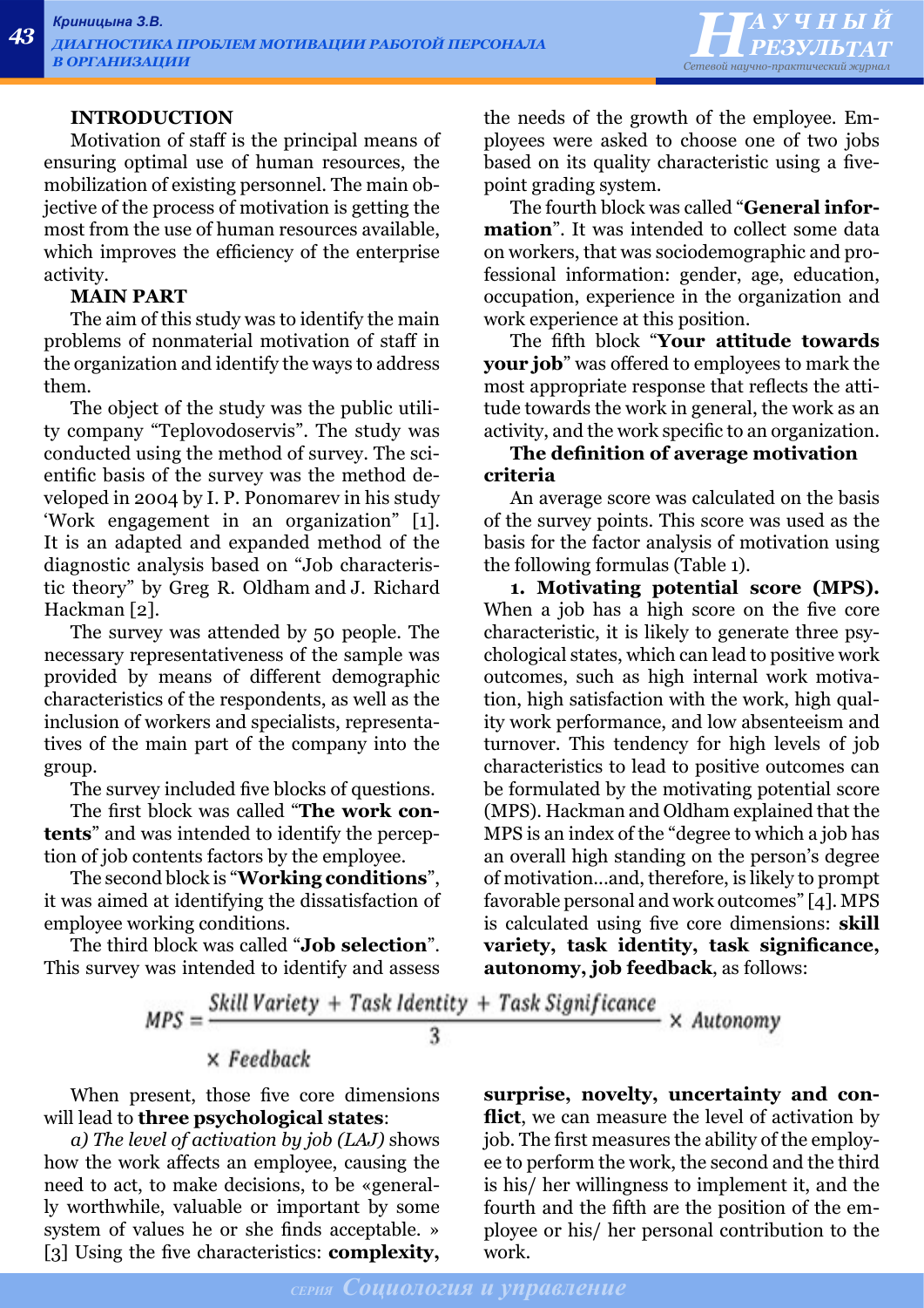**INTRODUCTION**

Motivation of staff is the principal means of ensuring optimal use of human resources, the mobilization of existing personnel. The main objective of the process of motivation is getting the most from the use of human resources available, which improves the efficiency of the enterprise activity.

**MAIN PART**

The aim of this study was to identify the main problems of nonmaterial motivation of staff in the organization and identify the ways to address them.

The object of the study was the public utility company "Teplovodoservis". The study was conducted using the method of survey. The scientific basis of the survey was the method developed in 2004 by I. P. Ponomarev in his study 'Work engagement in an organization" [1]. It is an adapted and expanded method of the diagnostic analysis based on "Job characteristic theory" by Greg R. Oldham and J. Richard Hackman [2].

The survey was attended by 50 people. The necessary representativeness of the sample was provided by means of different demographic characteristics of the respondents, as well as the inclusion of workers and specialists, representatives of the main part of the company into the group.

The survey included five blocks of questions.

The first block was called "**The work contents**" and was intended to identify the perception of job contents factors by the employee.

The second block is "**Working conditions**", it was aimed at identifying the dissatisfaction of employee working conditions.

The third block was called "**Job selection**". This survey was intended to identify and assess the needs of the growth of the employee. Employees were asked to choose one of two jobs based on its quality characteristic using a five-point grading system.

The fourth block was called "**General information**". It was intended to collect some data on workers, that was sociodemographic and professional information: gender, age, education, occupation, experience in the organization and work experience at this position.

The fifth block "**Your attitude towards your job**" was offered to employees to mark the most appropriate response that reflects the attitude towards the work in general, the work as an activity, and the work specific to an organization.

**The definition of average motivation criteria**

An average score was calculated on the basis of the survey points. This score was used as the basis for the factor analysis of motivation using the following formulas (Table 1).

**1. Motivating potential score (MPS).** When a job has a high score on the five core characteristic, it is likely to generate three psychological states, which can lead to positive work outcomes, such as high internal work motivation, high satisfaction with the work, high quality work performance, and low absenteeism and turnover. This tendency for high levels of job characteristics to lead to positive outcomes can be formulated by the motivating potential score (MPS). Hackman and Oldham explained that the MPS is an index of the "degree to which a job has an overall high standing on the person's degree of motivation...and, therefore, is likely to prompt favorable personal and work outcomes" [4]. MPS is calculated using five core dimensions: **skill variety, task identity, task significance, autonomy, job feedback**, as follows:

$$MPS = \frac{Skill\ Variety + Task\ Identity + Task\ Significance}{3} \times Autonomy \times Feedback$$

When present, those five core dimensions will lead to **three psychological states**:

*a) The level of activation by job (LAJ)* shows how the work affects an employee, causing the need to act, to make decisions, to be «generally worthwhile, valuable or important by some system of values he or she finds acceptable. » [3] Using the five characteristics: **complexity, surprise, novelty, uncertainty and conflict**, we can measure the level of activation by job. The first measures the ability of the employee to perform the work, the second and the third is his/ her willingness to implement it, and the fourth and the fifth are the position of the employee or his/ her personal contribution to the work.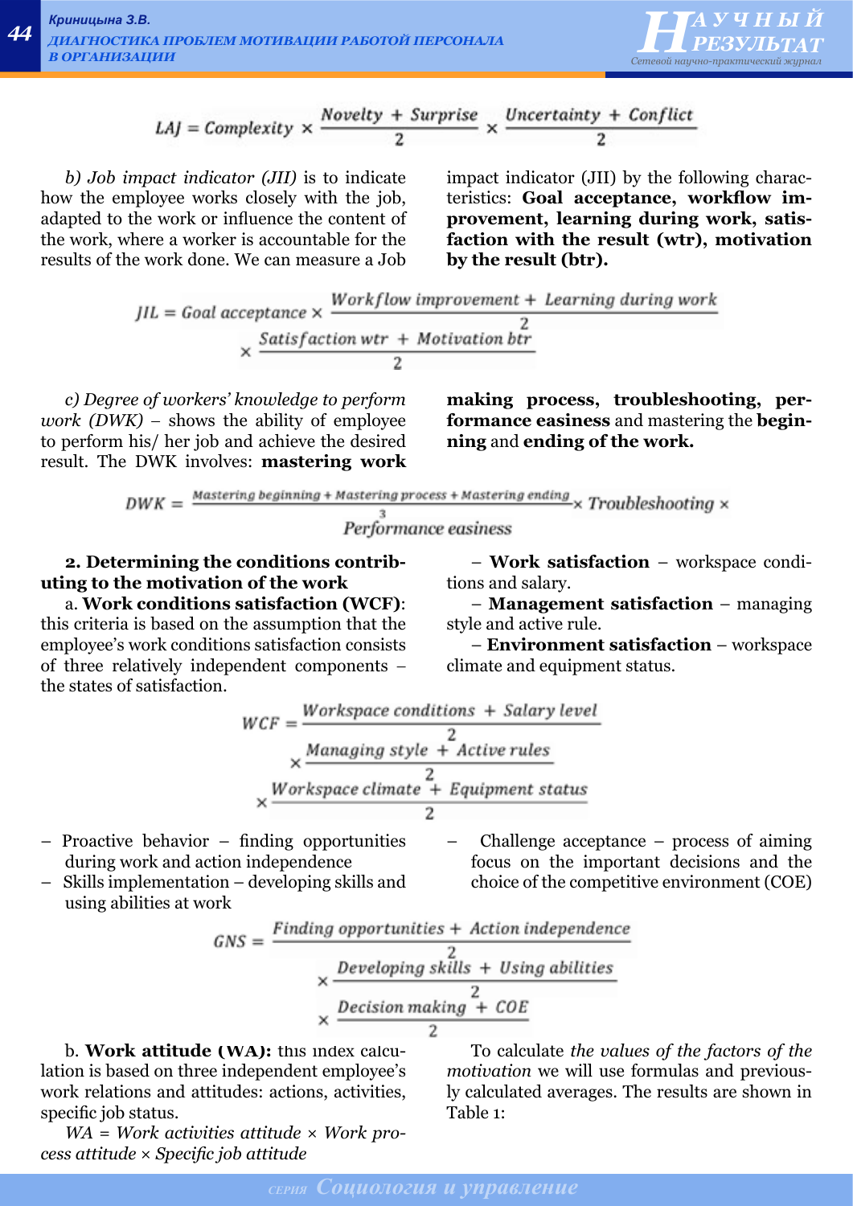$$LAJ = Complexity \times \frac{Novelty + Surprise}{2} \times \frac{Uncertainty + Conflict}{2}$$

*b) Job impact indicator (JII)* is to indicate how the employee works closely with the job, adapted to the work or influence the content of the work, where a worker is accountable for the results of the work done. We can measure a Job impact indicator (JII) by the following characteristics: **Goal acceptance, workflow improvement, learning during work, satisfaction with the result (wtr), motivation by the result (btr).**

$$JIL = Goal\ acceptance \times \frac{Workflow\ improvement + Learning\ during\ work}{2} \times \frac{Satisfaction\ wtr + Motivation\ btr}{2}$$

*c) Degree of workers' knowledge to perform work (DWK)* – shows the ability of employee to perform his/ her job and achieve the desired result. The DWK involves: **mastering work making process, troubleshooting, performance easiness** and mastering the **beginning** and **ending of the work.**

$$DWK = \frac{\frac{Mastering\ beginning + Mastering\ process + Mastering\ ending}{3} \times Troubleshooting \times}{Performance\ easiness}$$

**2. Determining the conditions contributing to the motivation of the work**

a. **Work conditions satisfaction (WCF)**: this criteria is based on the assumption that the employee's work conditions satisfaction consists of three relatively independent components – the states of satisfaction.

– **Work satisfaction** – workspace conditions and salary.

– **Management satisfaction** – managing style and active rule.

– **Environment satisfaction** – workspace climate and equipment status.

$$WCF = \frac{Workspace\ conditions + Salary\ level}{2} \times \frac{Managing\ style + Active\ rules}{2} \times \frac{Workspace\ climate + Equipment\ status}{2}$$

- Proactive behavior – finding opportunities during work and action independence
- Skills implementation – developing skills and using abilities at work
- Challenge acceptance – process of aiming focus on the important decisions and the choice of the competitive environment (COE)

$$GNS = \frac{Finding\ opportunities + Action\ independence}{2} \times \frac{Developing\ skills + Using\ abilities}{2} \times \frac{Decision\ making + COE}{2}$$

b. **Work attitude (WA):** this index calculation is based on three independent employee's work relations and attitudes: actions, activities, specific job status.

*WA = Work activities attitude × Work process attitude × Specific job attitude*

To calculate *the values of the factors of the motivation* we will use formulas and previously calculated averages. The results are shown in Table 1: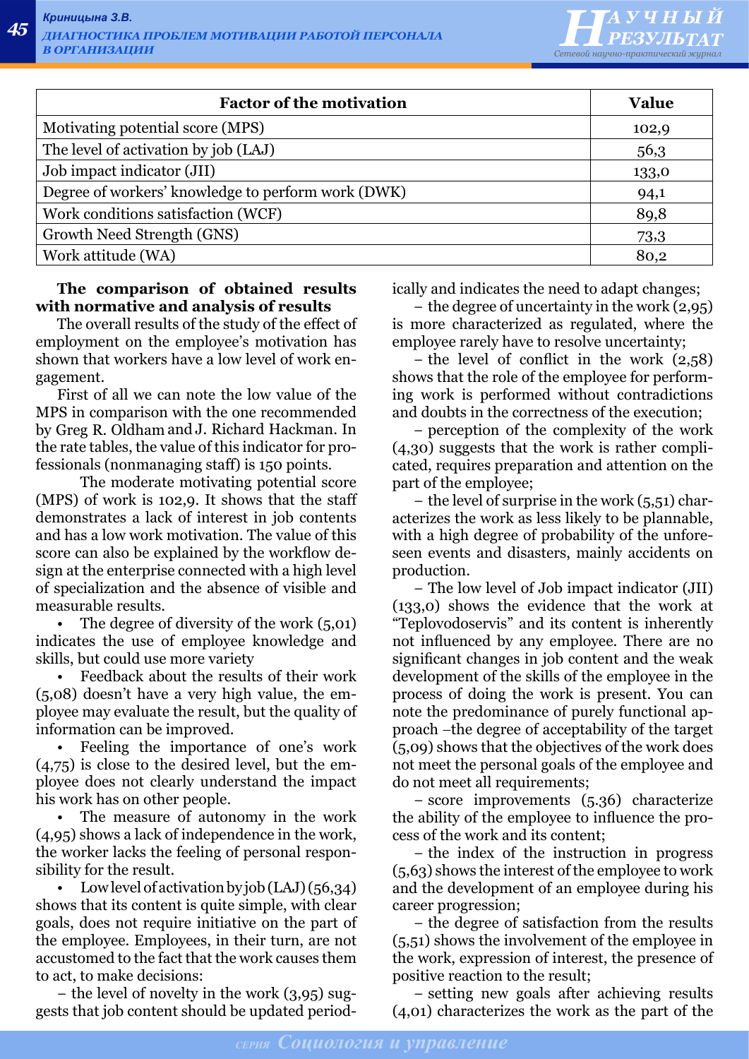| Factor of the motivation | Value |
|---|---|
| Motivating potential score (MPS) | 102,9 |
| The level of activation by job (LAJ) | 56,3 |
| Job impact indicator (JII) | 133,0 |
| Degree of workers' knowledge to perform work (DWK) | 94,1 |
| Work conditions satisfaction (WCF) | 89,8 |
| Growth Need Strength (GNS) | 73,3 |
| Work attitude (WA) | 80,2 |

**The comparison of obtained results with normative and analysis of results**

The overall results of the study of the effect of employment on the employee's motivation has shown that workers have a low level of work engagement.

First of all we can note the low value of the MPS in comparison with the one recommended by Greg R. Oldham and J. Richard Hackman. In the rate tables, the value of this indicator for professionals (nonmanaging staff) is 150 points.

The moderate motivating potential score (MPS) of work is 102,9. It shows that the staff demonstrates a lack of interest in job contents and has a low work motivation. The value of this score can also be explained by the workflow design at the enterprise connected with a high level of specialization and the absence of visible and measurable results.

- The degree of diversity of the work (5,01) indicates the use of employee knowledge and skills, but could use more variety
- Feedback about the results of their work (5,08) doesn't have a very high value, the employee may evaluate the result, but the quality of information can be improved.
- Feeling the importance of one's work (4,75) is close to the desired level, but the employee does not clearly understand the impact his work has on other people.
- The measure of autonomy in the work (4,95) shows a lack of independence in the work, the worker lacks the feeling of personal responsibility for the result.
- Low level of activation by job (LAJ) (56,34) shows that its content is quite simple, with clear goals, does not require initiative on the part of the employee. Employees, in their turn, are not accustomed to the fact that the work causes them to act, to make decisions:

– the level of novelty in the work (3,95) suggests that job content should be updated periodically and indicates the need to adapt changes;

– the degree of uncertainty in the work (2,95) is more characterized as regulated, where the employee rarely have to resolve uncertainty;

– the level of conflict in the work (2,58) shows that the role of the employee for performing work is performed without contradictions and doubts in the correctness of the execution;

– perception of the complexity of the work (4,30) suggests that the work is rather complicated, requires preparation and attention on the part of the employee;

– the level of surprise in the work (5,51) characterizes the work as less likely to be plannable, with a high degree of probability of the unforeseen events and disasters, mainly accidents on production.

– The low level of Job impact indicator (JII) (133,0) shows the evidence that the work at "Teplovodoservis" and its content is inherently not influenced by any employee. There are no significant changes in job content and the weak development of the skills of the employee in the process of doing the work is present. You can note the predominance of purely functional approach –the degree of acceptability of the target (5,09) shows that the objectives of the work does not meet the personal goals of the employee and do not meet all requirements;

– score improvements (5.36) characterize the ability of the employee to influence the process of the work and its content;

– the index of the instruction in progress (5,63) shows the interest of the employee to work and the development of an employee during his career progression;

– the degree of satisfaction from the results (5,51) shows the involvement of the employee in the work, expression of interest, the presence of positive reaction to the result;

– setting new goals after achieving results (4,01) characterizes the work as the part of the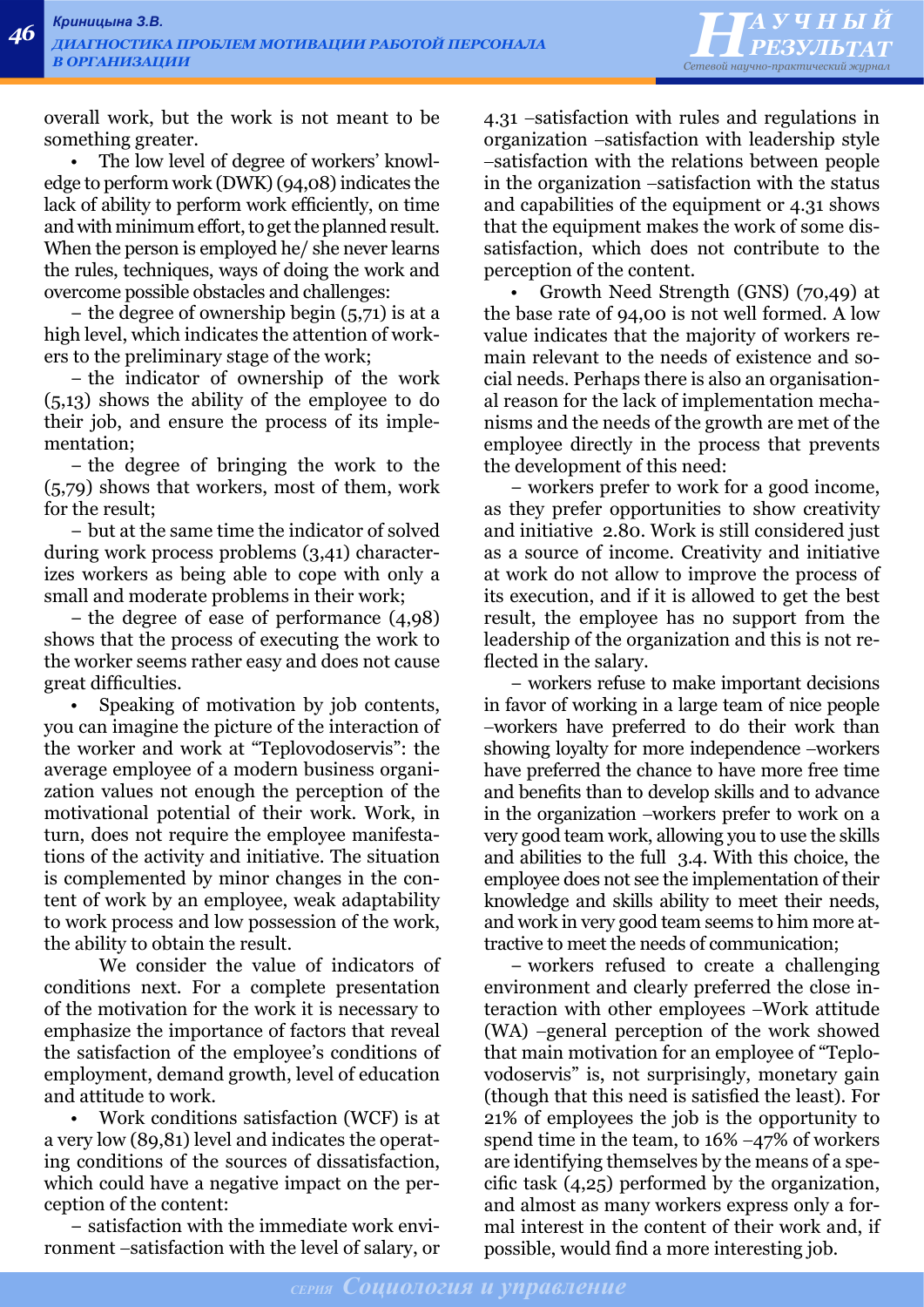overall work, but the work is not meant to be something greater.

- The low level of degree of workers' knowledge to perform work (DWK) (94,08) indicates the lack of ability to perform work efficiently, on time and with minimum effort, to get the planned result. When the person is employed he/ she never learns the rules, techniques, ways of doing the work and overcome possible obstacles and challenges:

– the degree of ownership begin (5,71) is at a high level, which indicates the attention of workers to the preliminary stage of the work;

– the indicator of ownership of the work (5,13) shows the ability of the employee to do their job, and ensure the process of its implementation;

– the degree of bringing the work to the (5,79) shows that workers, most of them, work for the result;

– but at the same time the indicator of solved during work process problems (3,41) characterizes workers as being able to cope with only a small and moderate problems in their work;

– the degree of ease of performance (4,98) shows that the process of executing the work to the worker seems rather easy and does not cause great difficulties.

- Speaking of motivation by job contents, you can imagine the picture of the interaction of the worker and work at "Teplovodoservis": the average employee of a modern business organization values not enough the perception of the motivational potential of their work. Work, in turn, does not require the employee manifestations of the activity and initiative. The situation is complemented by minor changes in the content of work by an employee, weak adaptability to work process and low possession of the work, the ability to obtain the result.

We consider the value of indicators of conditions next. For a complete presentation of the motivation for the work it is necessary to emphasize the importance of factors that reveal the satisfaction of the employee's conditions of employment, demand growth, level of education and attitude to work.

- Work conditions satisfaction (WCF) is at a very low (89,81) level and indicates the operating conditions of the sources of dissatisfaction, which could have a negative impact on the perception of the content:

– satisfaction with the immediate work environment –satisfaction with the level of salary, or 4.31 –satisfaction with rules and regulations in organization –satisfaction with leadership style –satisfaction with the relations between people in the organization –satisfaction with the status and capabilities of the equipment or 4.31 shows that the equipment makes the work of some dissatisfaction, which does not contribute to the perception of the content.

- Growth Need Strength (GNS) (70,49) at the base rate of 94,00 is not well formed. A low value indicates that the majority of workers remain relevant to the needs of existence and social needs. Perhaps there is also an organisational reason for the lack of implementation mechanisms and the needs of the growth are met of the employee directly in the process that prevents the development of this need:

– workers prefer to work for a good income, as they prefer opportunities to show creativity and initiative 2.80. Work is still considered just as a source of income. Creativity and initiative at work do not allow to improve the process of its execution, and if it is allowed to get the best result, the employee has no support from the leadership of the organization and this is not reflected in the salary.

– workers refuse to make important decisions in favor of working in a large team of nice people –workers have preferred to do their work than showing loyalty for more independence –workers have preferred the chance to have more free time and benefits than to develop skills and to advance in the organization –workers prefer to work on a very good team work, allowing you to use the skills and abilities to the full 3.4. With this choice, the employee does not see the implementation of their knowledge and skills ability to meet their needs, and work in very good team seems to him more attractive to meet the needs of communication;

– workers refused to create a challenging environment and clearly preferred the close interaction with other employees –Work attitude (WA) –general perception of the work showed that main motivation for an employee of "Teplovodoservis" is, not surprisingly, monetary gain (though that this need is satisfied the least). For 21% of employees the job is the opportunity to spend time in the team, to 16% –47% of workers are identifying themselves by the means of a specific task (4,25) performed by the organization, and almost as many workers express only a formal interest in the content of their work and, if possible, would find a more interesting job.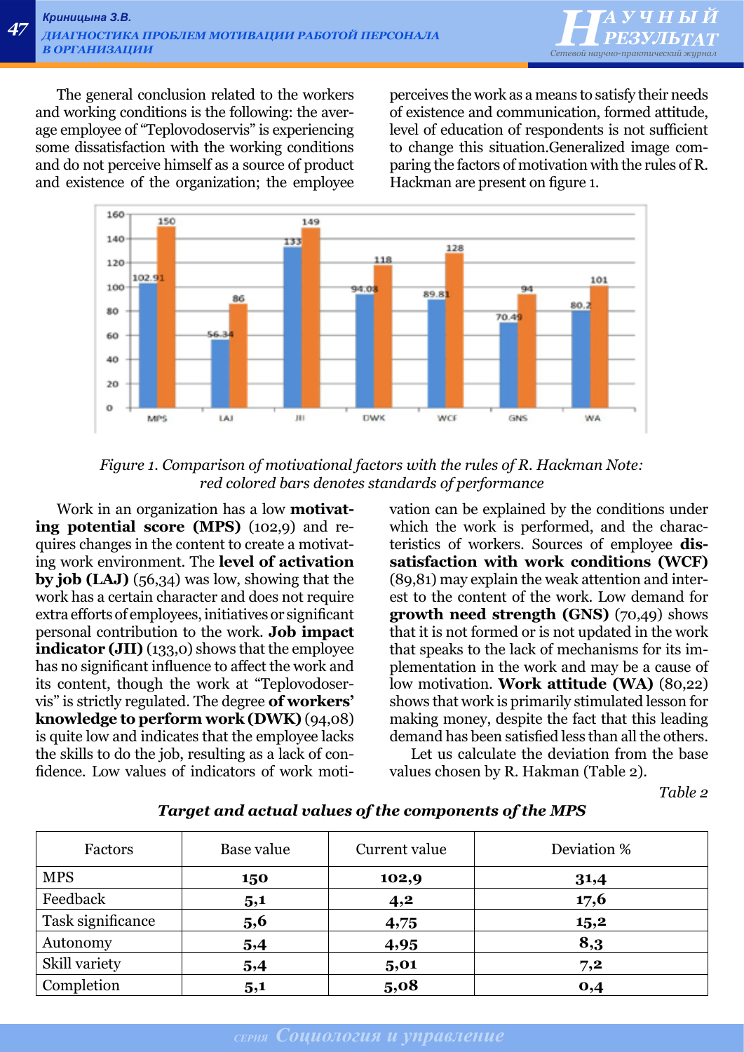The general conclusion related to the workers and working conditions is the following: the average employee of "Teplovodoservis" is experiencing some dissatisfaction with the working conditions and do not perceive himself as a source of product and existence of the organization; the employee perceives the work as a means to satisfy their needs of existence and communication, formed attitude, level of education of respondents is not sufficient to change this situation.Generalized image comparing the factors of motivation with the rules of R. Hackman are present on figure 1.

*Figure 1. Comparison of motivational factors with the rules of R. Hackman Note: red colored bars denotes standards of performance*

Work in an organization has a low **motivating potential score (MPS)** (102,9) and requires changes in the content to create a motivating work environment. The **level of activation by job (LAJ)** (56,34) was low, showing that the work has a certain character and does not require extra efforts of employees, initiatives or significant personal contribution to the work. **Job impact indicator (JII)** (133,0) shows that the employee has no significant influence to affect the work and its content, though the work at "Teplovodoservis" is strictly regulated. The degree **of workers' knowledge to perform work (DWK)** (94,08) is quite low and indicates that the employee lacks the skills to do the job, resulting as a lack of confidence. Low values of indicators of work motivation can be explained by the conditions under which the work is performed, and the characteristics of workers. Sources of employee **dissatisfaction with work conditions (WCF)** (89,81) may explain the weak attention and interest to the content of the work. Low demand for **growth need strength (GNS)** (70,49) shows that it is not formed or is not updated in the work that speaks to the lack of mechanisms for its implementation in the work and may be a cause of low motivation. **Work attitude (WA)** (80,22) shows that work is primarily stimulated lesson for making money, despite the fact that this leading demand has been satisfied less than all the others.

Let us calculate the deviation from the base values chosen by R. Hakman (Table 2).

*Table 2*

***Target and actual values of the components of the MPS***

| Factors | Base value | Current value | Deviation % |
|---|---|---|---|
| MPS | **150** | **102,9** | **31,4** |
| Feedback | **5,1** | **4,2** | **17,6** |
| Task significance | **5,6** | **4,75** | **15,2** |
| Autonomy | **5,4** | **4,95** | **8,3** |
| Skill variety | **5,4** | **5,01** | **7,2** |
| Completion | **5,1** | **5,08** | **0,4** |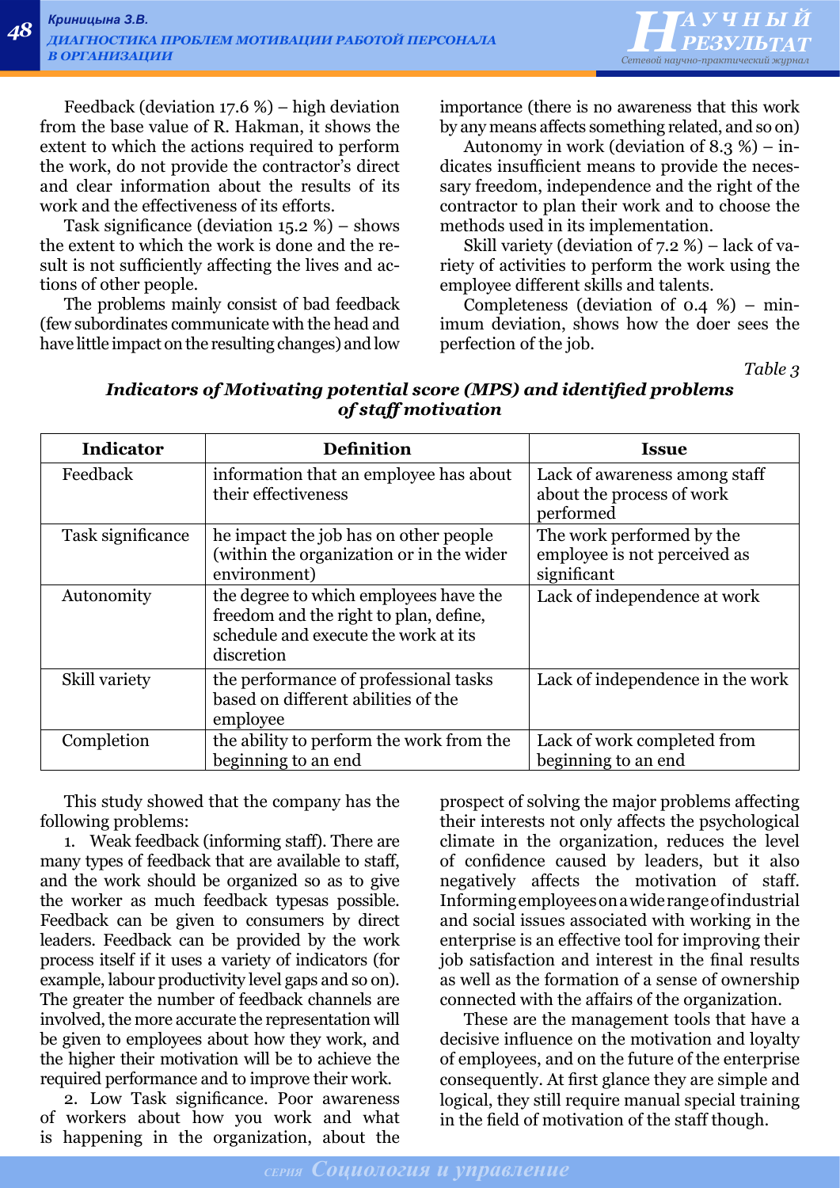Feedback (deviation 17.6 %) – high deviation from the base value of R. Hakman, it shows the extent to which the actions required to perform the work, do not provide the contractor's direct and clear information about the results of its work and the effectiveness of its efforts.

Task significance (deviation 15.2 %) – shows the extent to which the work is done and the result is not sufficiently affecting the lives and actions of other people.

The problems mainly consist of bad feedback (few subordinates communicate with the head and have little impact on the resulting changes) and low importance (there is no awareness that this work by any means affects something related, and so on)

Autonomy in work (deviation of 8.3 %) – indicates insufficient means to provide the necessary freedom, independence and the right of the contractor to plan their work and to choose the methods used in its implementation.

Skill variety (deviation of 7.2 %) – lack of variety of activities to perform the work using the employee different skills and talents.

Completeness (deviation of 0.4 %) – minimum deviation, shows how the doer sees the perfection of the job.

*Table 3*

***Indicators of Motivating potential score (MPS) and identified problems of staff motivation***

| Indicator | Definition | Issue |
|---|---|---|
| Feedback | information that an employee has about their effectiveness | Lack of awareness among staff about the process of work performed |
| Task significance | he impact the job has on other people (within the organization or in the wider environment) | The work performed by the employee is not perceived as significant |
| Autonomity | the degree to which employees have the freedom and the right to plan, define, schedule and execute the work at its discretion | Lack of independence at work |
| Skill variety | the performance of professional tasks based on different abilities of the employee | Lack of independence in the work |
| Completion | the ability to perform the work from the beginning to an end | Lack of work completed from beginning to an end |

This study showed that the company has the following problems:

1. Weak feedback (informing staff). There are many types of feedback that are available to staff, and the work should be organized so as to give the worker as much feedback typesas possible. Feedback can be given to consumers by direct leaders. Feedback can be provided by the work process itself if it uses a variety of indicators (for example, labour productivity level gaps and so on). The greater the number of feedback channels are involved, the more accurate the representation will be given to employees about how they work, and the higher their motivation will be to achieve the required performance and to improve their work.

2. Low Task significance. Poor awareness of workers about how you work and what is happening in the organization, about the prospect of solving the major problems affecting their interests not only affects the psychological climate in the organization, reduces the level of confidence caused by leaders, but it also negatively affects the motivation of staff. Informing employees on a wide range of industrial and social issues associated with working in the enterprise is an effective tool for improving their job satisfaction and interest in the final results as well as the formation of a sense of ownership connected with the affairs of the organization.

These are the management tools that have a decisive influence on the motivation and loyalty of employees, and on the future of the enterprise consequently. At first glance they are simple and logical, they still require manual special training in the field of motivation of the staff though.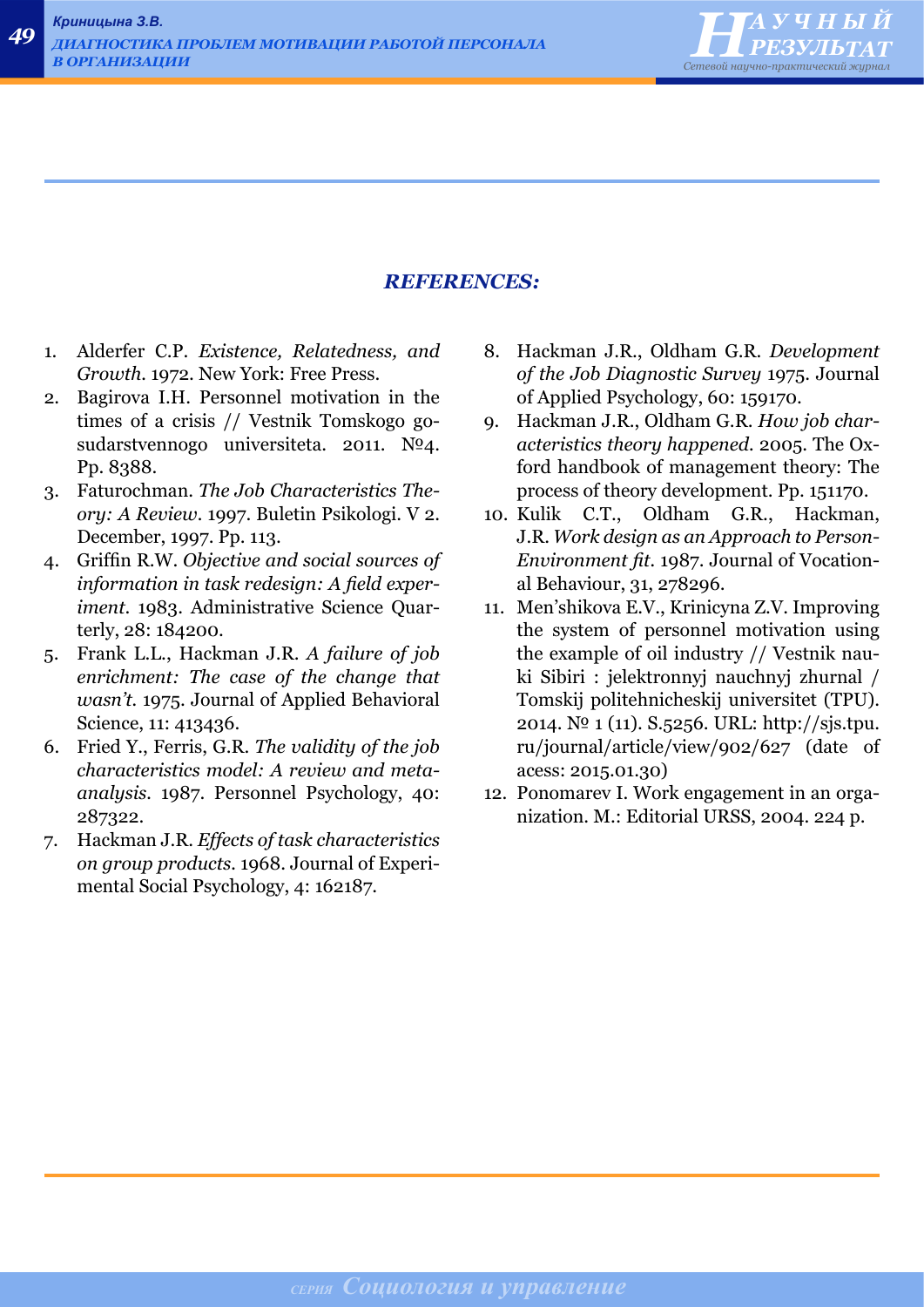## *REFERENCES:*

1. Alderfer C.P. *Existence, Relatedness, and Growth*. 1972. New York: Free Press.
2. Bagirova I.H. Personnel motivation in the times of a crisis // Vestnik Tomskogo gosudarstvennogo universiteta. 2011. №4. Pp. 8388.
3. Faturochman. *The Job Characteristics Theory: A Review*. 1997. Buletin Psikologi. V 2. December, 1997. Pp. 113.
4. Griffin R.W. *Objective and social sources of information in task redesign: A field experiment*. 1983. Administrative Science Quarterly, 28: 184200.
5. Frank L.L., Hackman J.R. *A failure of job enrichment: The case of the change that wasn't*. 1975. Journal of Applied Behavioral Science, 11: 413436.
6. Fried Y., Ferris, G.R. *The validity of the job characteristics model: A review and meta-analysis*. 1987. Personnel Psychology, 40: 287322.
7. Hackman J.R. *Effects of task characteristics on group products*. 1968. Journal of Experimental Social Psychology, 4: 162187.
8. Hackman J.R., Oldham G.R. *Development of the Job Diagnostic Survey* 1975. Journal of Applied Psychology, 60: 159170.
9. Hackman J.R., Oldham G.R. *How job characteristics theory happened*. 2005. The Oxford handbook of management theory: The process of theory development. Pp. 151170.
10. Kulik C.T., Oldham G.R., Hackman, J.R. *Work design as an Approach to Person-Environment fit*. 1987. Journal of Vocational Behaviour, 31, 278296.
11. Men'shikova E.V., Krinicyna Z.V. Improving the system of personnel motivation using the example of oil industry // Vestnik nauki Sibiri : jelektronnyj nauchnyj zhurnal / Tomskij politehnicheskij universitet (TPU). 2014. № 1 (11). S.5256. URL: http://sjs.tpu.ru/journal/article/view/902/627 (date of acess: 2015.01.30)
12. Ponomarev I. Work engagement in an organization. M.: Editorial URSS, 2004. 224 p.